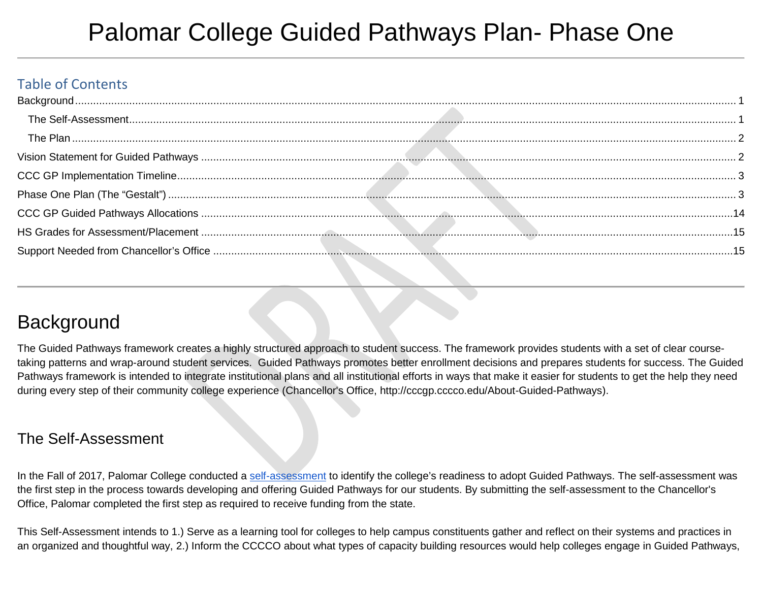# Palomar College Guided Pathways Plan- Phase One

## Table of Contents

- Background ..... 1
  - The Self-Assessment ..... 1
  - The Plan ..... 2
- Vision Statement for Guided Pathways ..... 2
- CCC GP Implementation Timeline ..... 3
- Phase One Plan (The "Gestalt") ..... 3
- CCC GP Guided Pathways Allocations ..... 14
- HS Grades for Assessment/Placement ..... 15
- Support Needed from Chancellor's Office ..... 15

---

# Background

The Guided Pathways framework creates a highly structured approach to student success. The framework provides students with a set of clear course-taking patterns and wrap-around student services. Guided Pathways promotes better enrollment decisions and prepares students for success. The Guided Pathways framework is intended to integrate institutional plans and all institutional efforts in ways that make it easier for students to get the help they need during every step of their community college experience (Chancellor's Office, http://cccgp.cccco.edu/About-Guided-Pathways).

## The Self-Assessment

In the Fall of 2017, Palomar College conducted a self-assessment to identify the college's readiness to adopt Guided Pathways. The self-assessment was the first step in the process towards developing and offering Guided Pathways for our students. By submitting the self-assessment to the Chancellor's Office, Palomar completed the first step as required to receive funding from the state.

This Self-Assessment intends to 1.) Serve as a learning tool for colleges to help campus constituents gather and reflect on their systems and practices in an organized and thoughtful way, 2.) Inform the CCCCO about what types of capacity building resources would help colleges engage in Guided Pathways,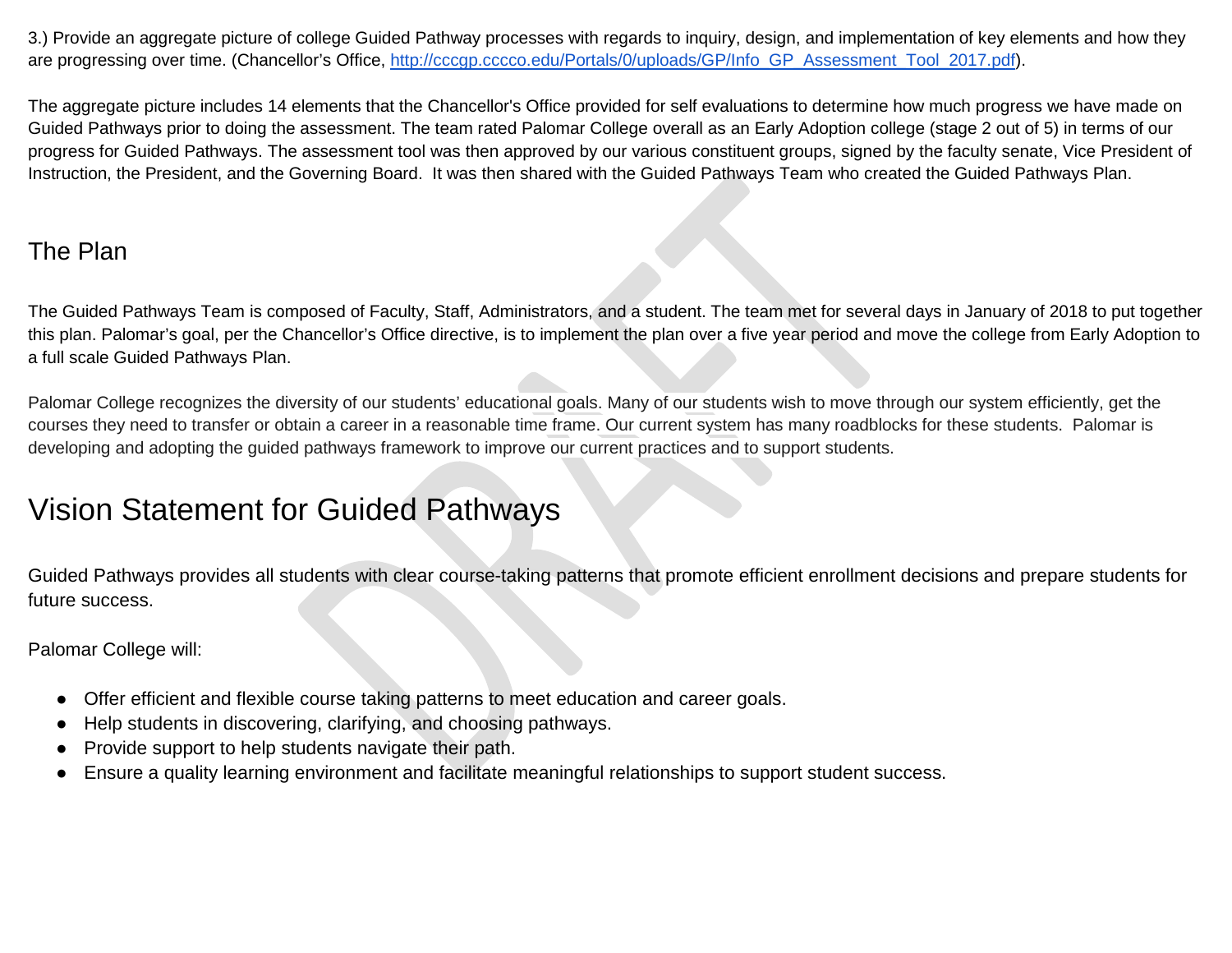3.) Provide an aggregate picture of college Guided Pathway processes with regards to inquiry, design, and implementation of key elements and how they are progressing over time. (Chancellor's Office, [http://cccgp.cccco.edu/Portals/0/uploads/GP/Info_GP_Assessment_Tool_2017.pdf](http://cccgp.cccco.edu/Portals/0/uploads/GP/Info_GP_Assessment_Tool_2017.pdf)).

The aggregate picture includes 14 elements that the Chancellor's Office provided for self evaluations to determine how much progress we have made on Guided Pathways prior to doing the assessment. The team rated Palomar College overall as an Early Adoption college (stage 2 out of 5) in terms of our progress for Guided Pathways. The assessment tool was then approved by our various constituent groups, signed by the faculty senate, Vice President of Instruction, the President, and the Governing Board. It was then shared with the Guided Pathways Team who created the Guided Pathways Plan.

## The Plan

The Guided Pathways Team is composed of Faculty, Staff, Administrators, and a student. The team met for several days in January of 2018 to put together this plan. Palomar's goal, per the Chancellor's Office directive, is to implement the plan over a five year period and move the college from Early Adoption to a full scale Guided Pathways Plan.

Palomar College recognizes the diversity of our students' educational goals. Many of our students wish to move through our system efficiently, get the courses they need to transfer or obtain a career in a reasonable time frame. Our current system has many roadblocks for these students. Palomar is developing and adopting the guided pathways framework to improve our current practices and to support students.

# Vision Statement for Guided Pathways

Guided Pathways provides all students with clear course-taking patterns that promote efficient enrollment decisions and prepare students for future success.

Palomar College will:

- Offer efficient and flexible course taking patterns to meet education and career goals.
- Help students in discovering, clarifying, and choosing pathways.
- Provide support to help students navigate their path.
- Ensure a quality learning environment and facilitate meaningful relationships to support student success.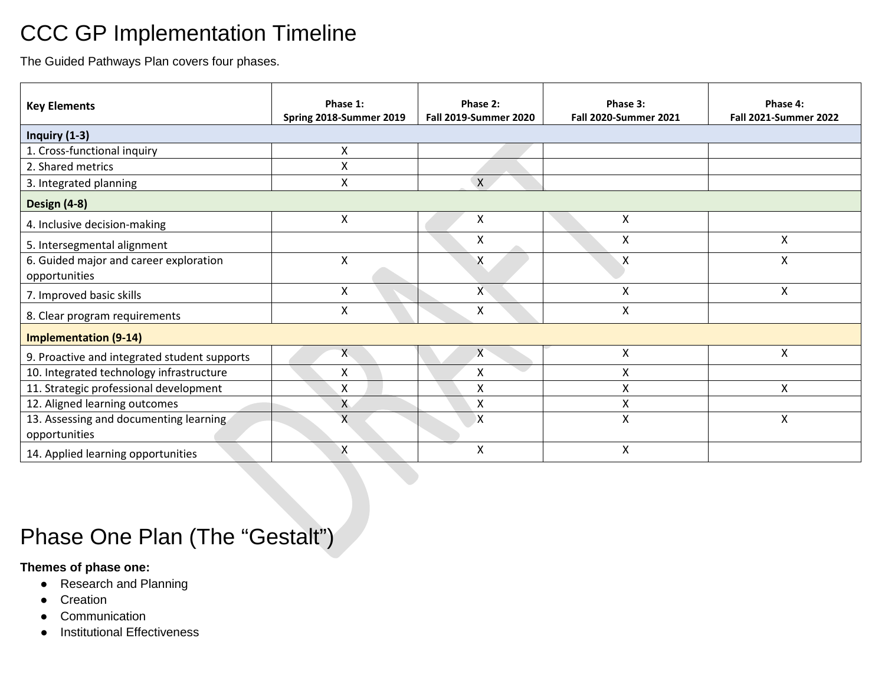# CCC GP Implementation Timeline

The Guided Pathways Plan covers four phases.

| Key Elements | Phase 1: Spring 2018-Summer 2019 | Phase 2: Fall 2019-Summer 2020 | Phase 3: Fall 2020-Summer 2021 | Phase 4: Fall 2021-Summer 2022 |
|---|---|---|---|---|
| **Inquiry (1-3)** | | | | |
| 1. Cross-functional inquiry | X | | | |
| 2. Shared metrics | X | | | |
| 3. Integrated planning | X | X | | |
| **Design (4-8)** | | | | |
| 4. Inclusive decision-making | X | X | X | |
| 5. Intersegmental alignment | | X | X | X |
| 6. Guided major and career exploration opportunities | X | X | X | X |
| 7. Improved basic skills | X | X | X | X |
| 8. Clear program requirements | X | X | X | |
| **Implementation (9-14)** | | | | |
| 9. Proactive and integrated student supports | X | X | X | X |
| 10. Integrated technology infrastructure | X | X | X | |
| 11. Strategic professional development | X | X | X | X |
| 12. Aligned learning outcomes | X | X | X | |
| 13. Assessing and documenting learning opportunities | X | X | X | X |
| 14. Applied learning opportunities | X | X | X | |

# Phase One Plan (The "Gestalt")

**Themes of phase one:**

- Research and Planning
- Creation
- Communication
- Institutional Effectiveness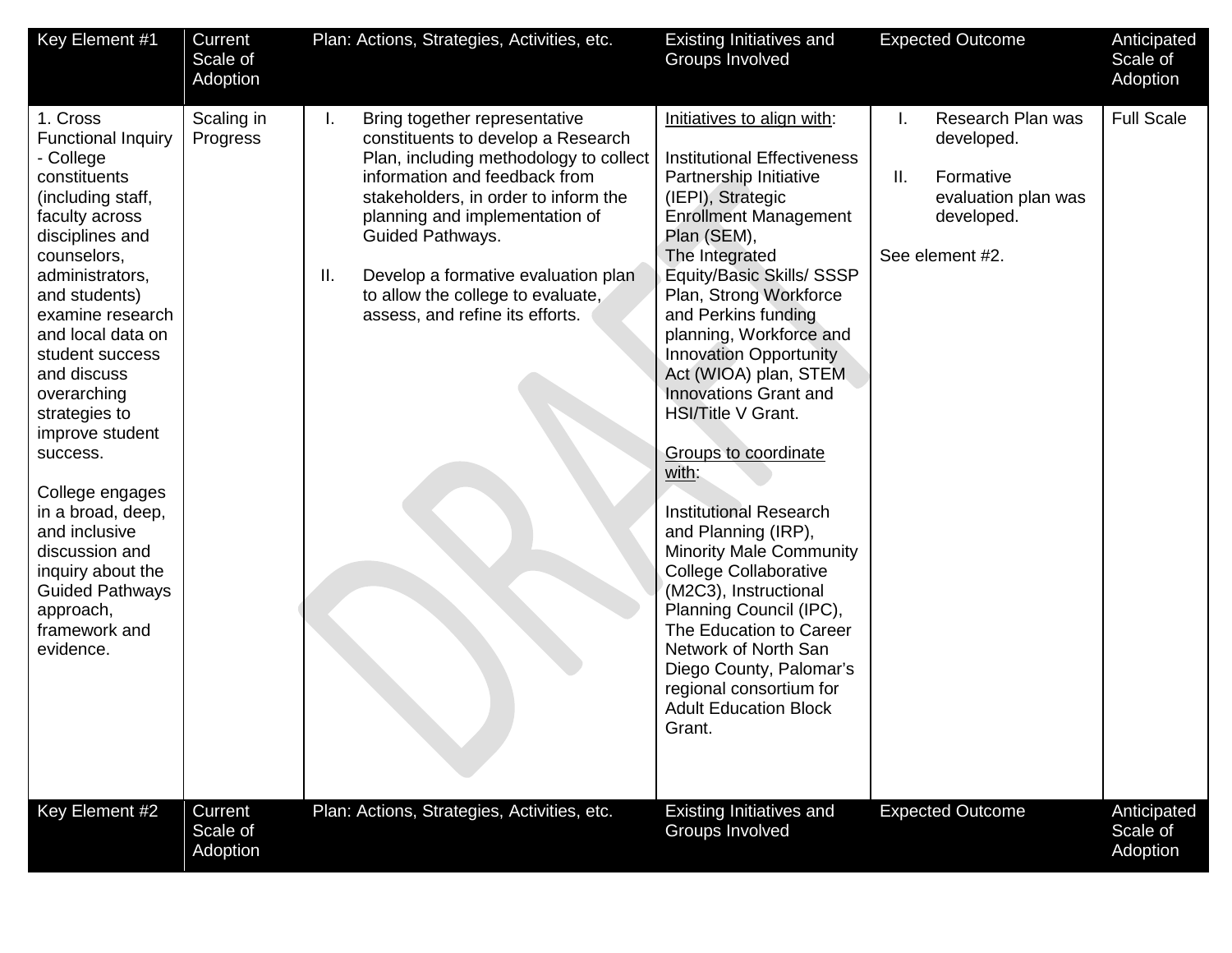| Key Element #1 | Current Scale of Adoption | Plan: Actions, Strategies, Activities, etc. | Existing Initiatives and Groups Involved | Expected Outcome | Anticipated Scale of Adoption |
|---|---|---|---|---|---|
| 1. Cross Functional Inquiry - College constituents (including staff, faculty across disciplines and counselors, administrators, and students) examine research and local data on student success and discuss overarching strategies to improve student success.<br><br>College engages in a broad, deep, and inclusive discussion and inquiry about the Guided Pathways approach, framework and evidence. | Scaling in Progress | I. Bring together representative constituents to develop a Research Plan, including methodology to collect information and feedback from stakeholders, in order to inform the planning and implementation of Guided Pathways.<br><br>II. Develop a formative evaluation plan to allow the college to evaluate, assess, and refine its efforts. | Initiatives to align with:<br><br>Institutional Effectiveness Partnership Initiative (IEPI), Strategic Enrollment Management Plan (SEM), The Integrated Equity/Basic Skills/ SSSP Plan, Strong Workforce and Perkins funding planning, Workforce and Innovation Opportunity Act (WIOA) plan, STEM Innovations Grant and HSI/Title V Grant.<br><br>Groups to coordinate with:<br><br>Institutional Research and Planning (IRP), Minority Male Community College Collaborative (M2C3), Instructional Planning Council (IPC), The Education to Career Network of North San Diego County, Palomar's regional consortium for Adult Education Block Grant. | I. Research Plan was developed.<br><br>II. Formative evaluation plan was developed.<br><br>See element #2. | Full Scale |

| Key Element #2 | Current Scale of Adoption | Plan: Actions, Strategies, Activities, etc. | Existing Initiatives and Groups Involved | Expected Outcome | Anticipated Scale of Adoption |
|---|---|---|---|---|---|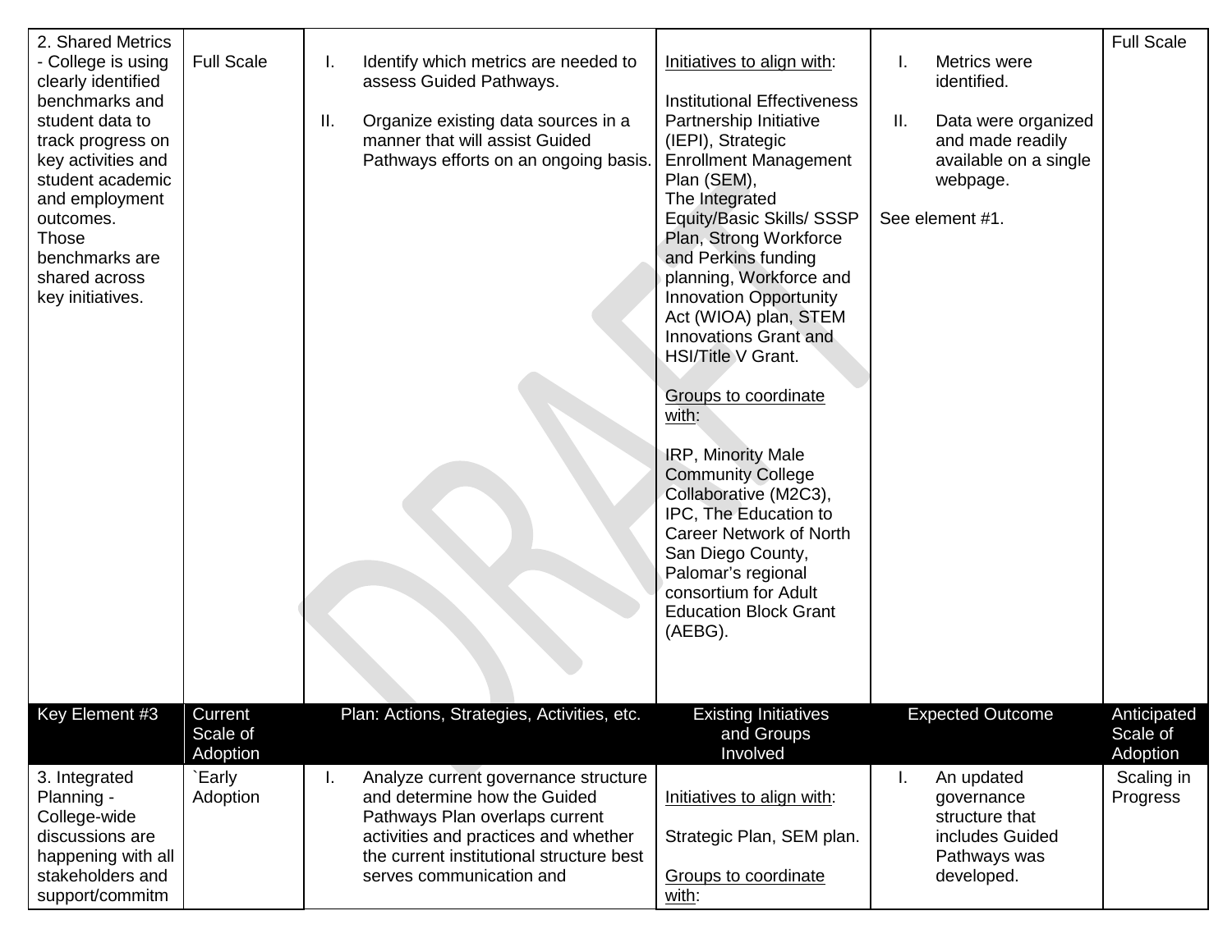| 2. Shared Metrics - College is using clearly identified benchmarks and student data to track progress on key activities and student academic and employment outcomes. Those benchmarks are shared across key initiatives. | Full Scale | I. Identify which metrics are needed to assess Guided Pathways.<br><br>II. Organize existing data sources in a manner that will assist Guided Pathways efforts on an ongoing basis. | Initiatives to align with:<br><br>Institutional Effectiveness Partnership Initiative (IEPI), Strategic Enrollment Management Plan (SEM),<br>The Integrated Equity/Basic Skills/ SSSP Plan, Strong Workforce and Perkins funding planning, Workforce and Innovation Opportunity Act (WIOA) plan, STEM Innovations Grant and HSI/Title V Grant.<br><br>Groups to coordinate with:<br><br>IRP, Minority Male Community College Collaborative (M2C3), IPC, The Education to Career Network of North San Diego County, Palomar's regional consortium for Adult Education Block Grant (AEBG). | I. Metrics were identified.<br><br>II. Data were organized and made readily available on a single webpage.<br><br>See element #1. | Full Scale |
|---|---|---|---|---|---|
| **Key Element #3** | **Current Scale of Adoption** | **Plan: Actions, Strategies, Activities, etc.** | **Existing Initiatives and Groups Involved** | **Expected Outcome** | **Anticipated Scale of Adoption** |
| 3. Integrated Planning - College-wide discussions are happening with all stakeholders and support/commitm | `Early Adoption | I. Analyze current governance structure and determine how the Guided Pathways Plan overlaps current activities and practices and whether the current institutional structure best serves communication and | Initiatives to align with:<br><br>Strategic Plan, SEM plan.<br><br>Groups to coordinate with: | I. An updated governance structure that includes Guided Pathways was developed. | Scaling in Progress |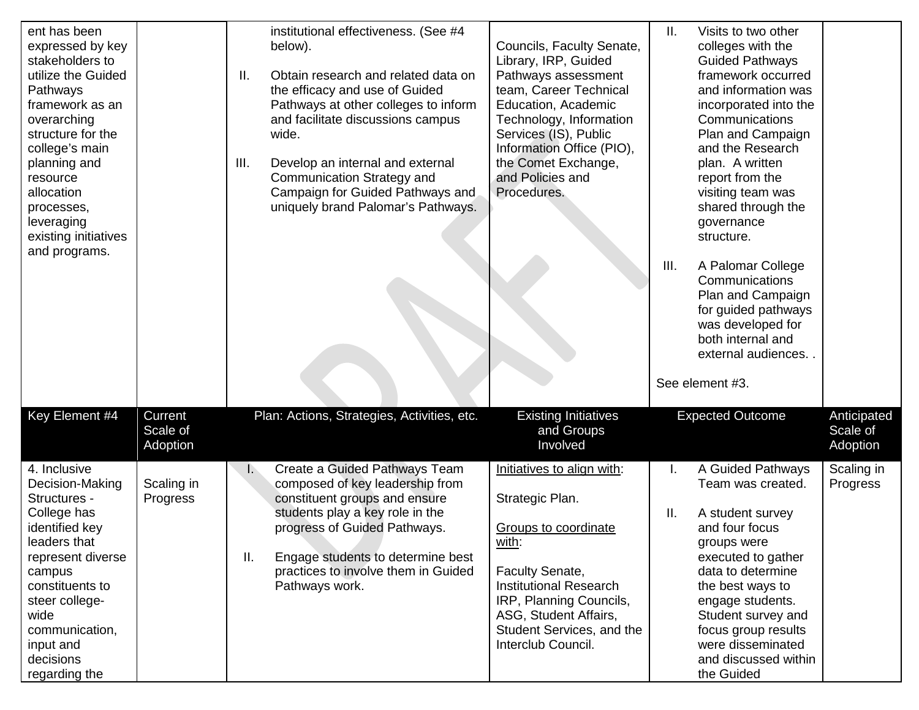| | | | | | |
|---|---|---|---|---|---|
| ent has been expressed by key stakeholders to utilize the Guided Pathways framework as an overarching structure for the college's main planning and resource allocation processes, leveraging existing initiatives and programs. | | institutional effectiveness. (See #4 below).<br><br>II. Obtain research and related data on the efficacy and use of Guided Pathways at other colleges to inform and facilitate discussions campus wide.<br><br>III. Develop an internal and external Communication Strategy and Campaign for Guided Pathways and uniquely brand Palomar's Pathways. | Councils, Faculty Senate, Library, IRP, Guided Pathways assessment team, Career Technical Education, Academic Technology, Information Services (IS), Public Information Office (PIO), the Comet Exchange, and Policies and Procedures. | II. Visits to two other colleges with the Guided Pathways framework occurred and information was incorporated into the Communications Plan and Campaign and the Research plan. A written report from the visiting team was shared through the governance structure.<br><br>III. A Palomar College Communications Plan and Campaign for guided pathways was developed for both internal and external audiences. .<br><br>See element #3. | |

| Key Element #4 | Current Scale of Adoption | Plan: Actions, Strategies, Activities, etc. | Existing Initiatives and Groups Involved | Expected Outcome | Anticipated Scale of Adoption |
|---|---|---|---|---|---|
| 4. Inclusive Decision-Making Structures - College has identified key leaders that represent diverse campus constituents to steer college-wide communication, input and decisions regarding the | Scaling in Progress | I. Create a Guided Pathways Team composed of key leadership from constituent groups and ensure students play a key role in the progress of Guided Pathways.<br><br>II. Engage students to determine best practices to involve them in Guided Pathways work. | Initiatives to align with:<br><br>Strategic Plan.<br><br>Groups to coordinate with:<br><br>Faculty Senate, Institutional Research IRP, Planning Councils, ASG, Student Affairs, Student Services, and the Interclub Council. | I. A Guided Pathways Team was created.<br><br>II. A student survey and four focus groups were executed to gather data to determine the best ways to engage students. Student survey and focus group results were disseminated and discussed within the Guided | Scaling in Progress |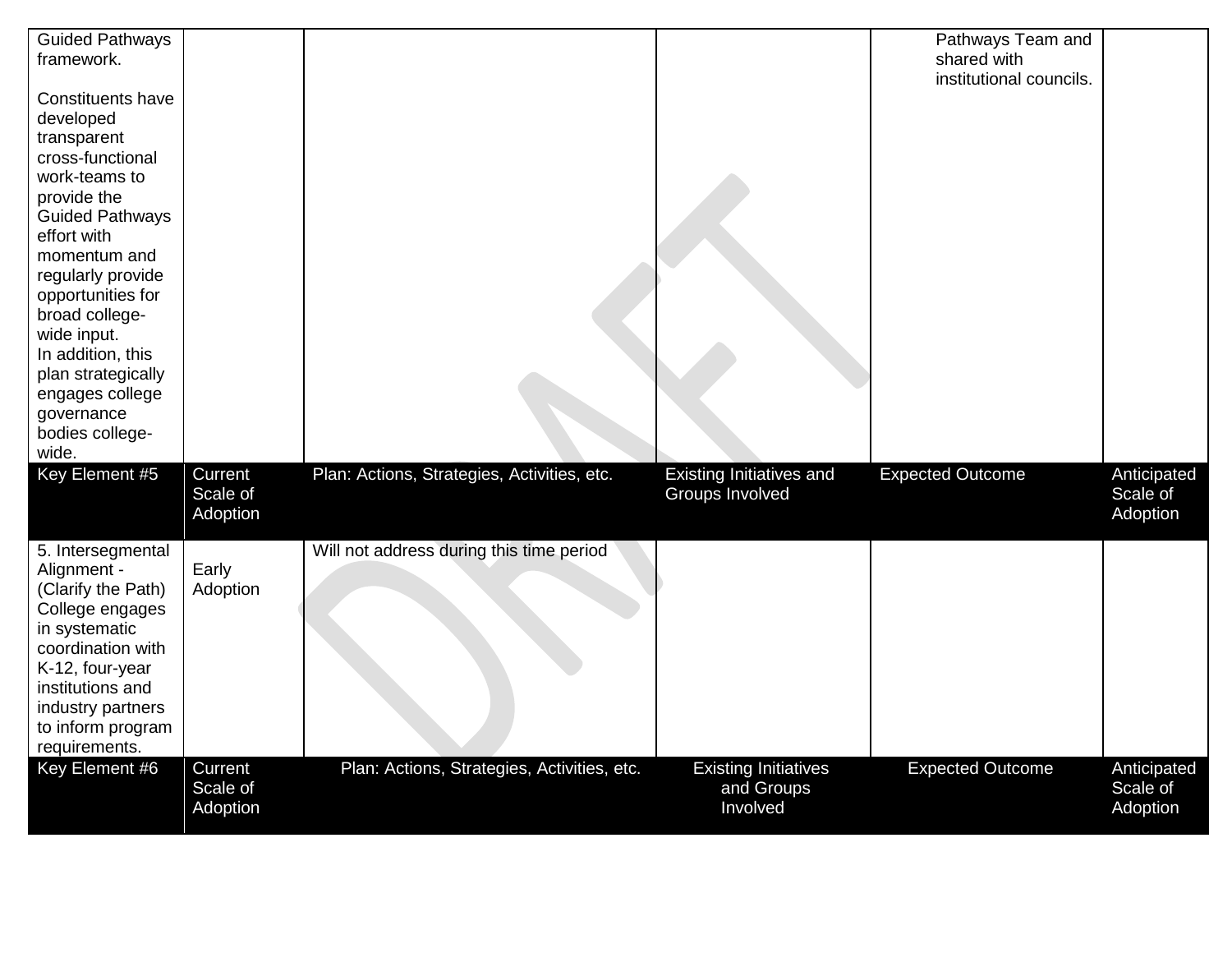| | | | | | |
|---|---|---|---|---|---|
| Guided Pathways framework.<br><br>Constituents have developed transparent cross-functional work-teams to provide the Guided Pathways effort with momentum and regularly provide opportunities for broad college-wide input.<br>In addition, this plan strategically engages college governance bodies college-wide. | | | | Pathways Team and shared with institutional councils. | |
| **Key Element #5** | **Current Scale of Adoption** | **Plan: Actions, Strategies, Activities, etc.** | **Existing Initiatives and Groups Involved** | **Expected Outcome** | **Anticipated Scale of Adoption** |
| 5. Intersegmental Alignment - (Clarify the Path) College engages in systematic coordination with K-12, four-year institutions and industry partners to inform program requirements. | Early Adoption | Will not address during this time period | | | |
| **Key Element #6** | **Current Scale of Adoption** | **Plan: Actions, Strategies, Activities, etc.** | **Existing Initiatives and Groups Involved** | **Expected Outcome** | **Anticipated Scale of Adoption** |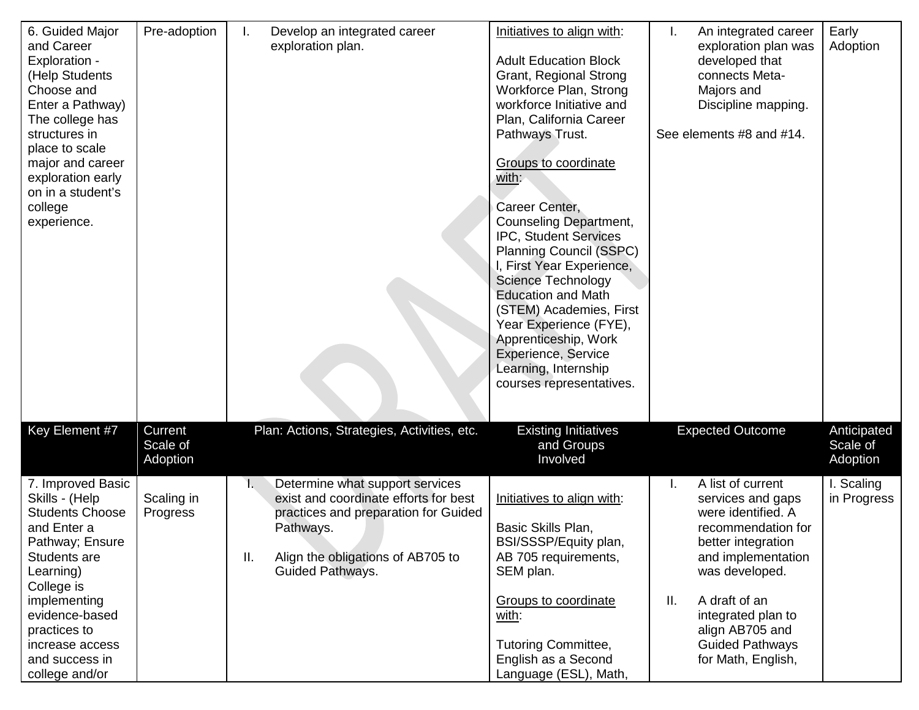| 6. Guided Major and Career Exploration - (Help Students Choose and Enter a Pathway) The college has structures in place to scale major and career exploration early on in a student's college experience. | Pre-adoption | I. Develop an integrated career exploration plan. | Initiatives to align with: Adult Education Block Grant, Regional Strong Workforce Plan, Strong workforce Initiative and Plan, California Career Pathways Trust. Groups to coordinate with: Career Center, Counseling Department, IPC, Student Services Planning Council (SSPC) l, First Year Experience, Science Technology Education and Math (STEM) Academies, First Year Experience (FYE), Apprenticeship, Work Experience, Service Learning, Internship courses representatives. | I. An integrated career exploration plan was developed that connects Meta-Majors and Discipline mapping. See elements #8 and #14. | Early Adoption |
|---|---|---|---|---|---|
| **Key Element #7** | **Current Scale of Adoption** | **Plan: Actions, Strategies, Activities, etc.** | **Existing Initiatives and Groups Involved** | **Expected Outcome** | **Anticipated Scale of Adoption** |
| 7. Improved Basic Skills - (Help Students Choose and Enter a Pathway; Ensure Students are Learning) College is implementing evidence-based practices to increase access and success in college and/or | Scaling in Progress | I. Determine what support services exist and coordinate efforts for best practices and preparation for Guided Pathways. II. Align the obligations of AB705 to Guided Pathways. | Initiatives to align with: Basic Skills Plan, BSI/SSSP/Equity plan, AB 705 requirements, SEM plan. Groups to coordinate with: Tutoring Committee, English as a Second Language (ESL), Math, | I. A list of current services and gaps were identified. A recommendation for better integration and implementation was developed. II. A draft of an integrated plan to align AB705 and Guided Pathways for Math, English, | I. Scaling in Progress |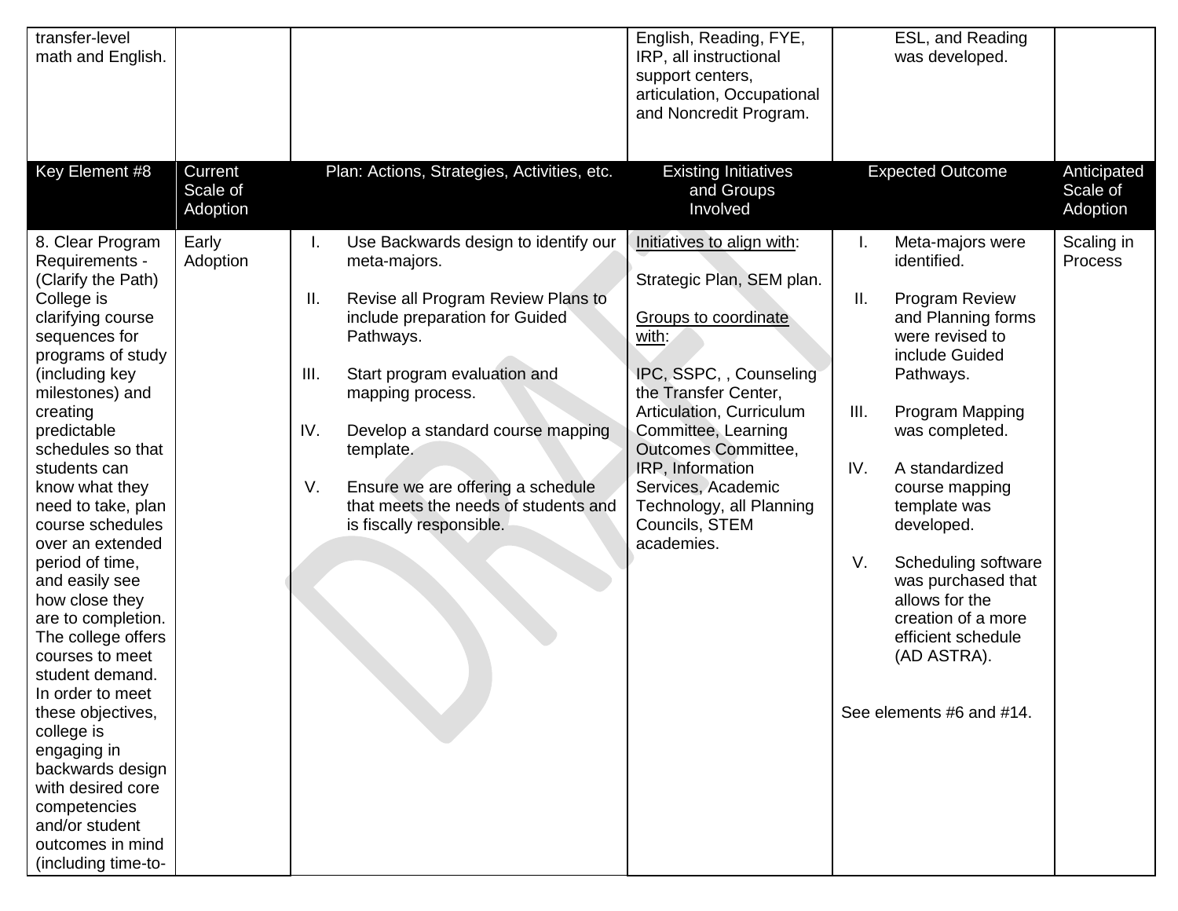| transfer-level math and English. | | | English, Reading, FYE, IRP, all instructional support centers, articulation, Occupational and Noncredit Program. | ESL, and Reading was developed. | |
|---|---|---|---|---|---|
| **Key Element #8** | **Current Scale of Adoption** | **Plan: Actions, Strategies, Activities, etc.** | **Existing Initiatives and Groups Involved** | **Expected Outcome** | **Anticipated Scale of Adoption** |
| 8. Clear Program Requirements - (Clarify the Path) College is clarifying course sequences for programs of study (including key milestones) and creating predictable schedules so that students can know what they need to take, plan course schedules over an extended period of time, and easily see how close they are to completion. The college offers courses to meet student demand. In order to meet these objectives, college is engaging in backwards design with desired core competencies and/or student outcomes in mind (including time-to- | Early Adoption | I. Use Backwards design to identify our meta-majors.<br><br>II. Revise all Program Review Plans to include preparation for Guided Pathways.<br><br>III. Start program evaluation and mapping process.<br><br>IV. Develop a standard course mapping template.<br><br>V. Ensure we are offering a schedule that meets the needs of students and is fiscally responsible. | <u>Initiatives to align with</u>:<br><br>Strategic Plan, SEM plan.<br><br><u>Groups to coordinate with</u>:<br><br>IPC, SSPC, , Counseling the Transfer Center, Articulation, Curriculum Committee, Learning Outcomes Committee, IRP, Information Services, Academic Technology, all Planning Councils, STEM academies. | I. Meta-majors were identified.<br><br>II. Program Review and Planning forms were revised to include Guided Pathways.<br><br>III. Program Mapping was completed.<br><br>IV. A standardized course mapping template was developed.<br><br>V. Scheduling software was purchased that allows for the creation of a more efficient schedule (AD ASTRA).<br><br>See elements #6 and #14. | Scaling in Process |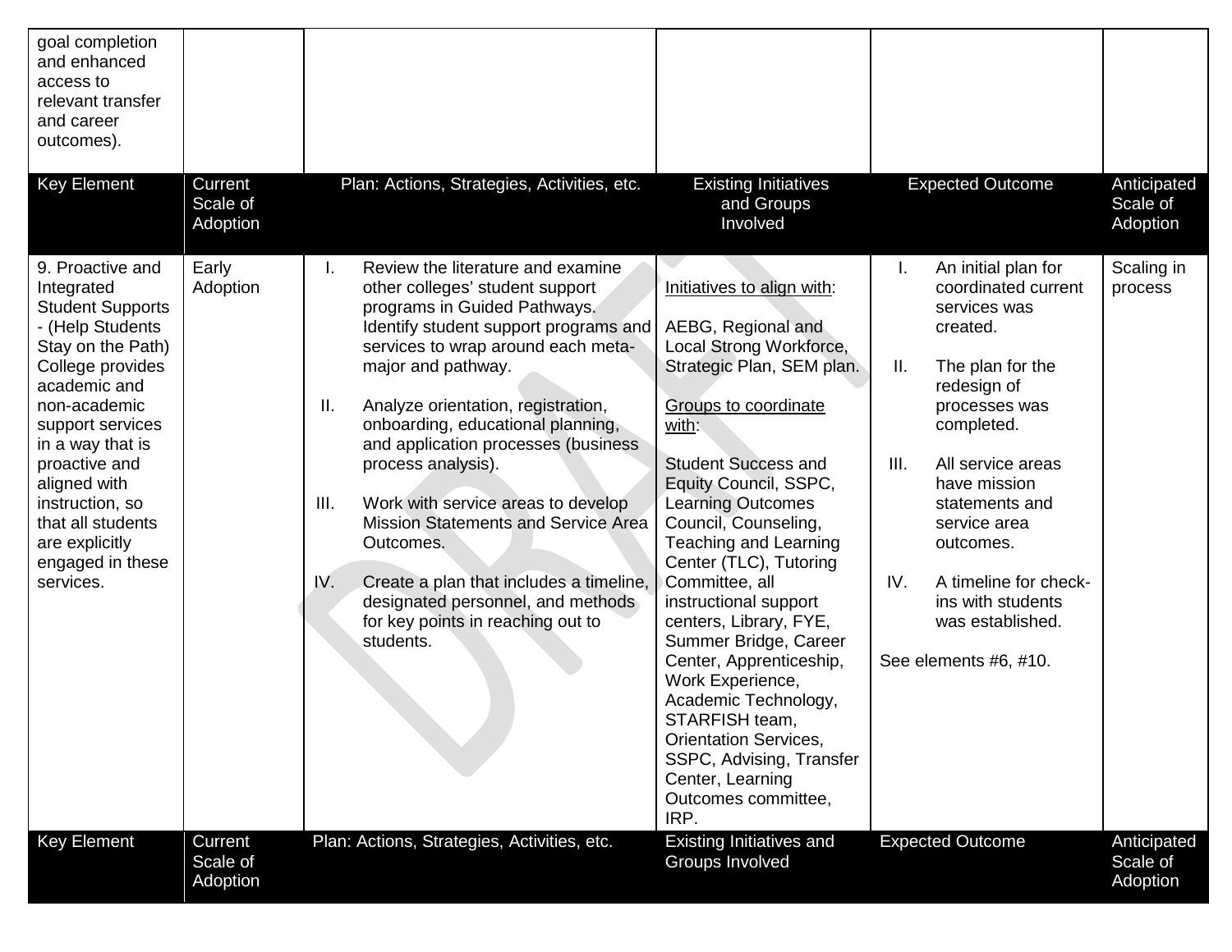| Key Element | Current Scale of Adoption | Plan: Actions, Strategies, Activities, etc. | Existing Initiatives and Groups Involved | Expected Outcome | Anticipated Scale of Adoption |
|---|---|---|---|---|---|
| goal completion and enhanced access to relevant transfer and career outcomes). | | | | | |
| 9. Proactive and Integrated Student Supports - (Help Students Stay on the Path) College provides academic and non-academic support services in a way that is proactive and aligned with instruction, so that all students are explicitly engaged in these services. | Early Adoption | I. Review the literature and examine other colleges' student support programs in Guided Pathways. Identify student support programs and services to wrap around each meta-major and pathway.<br><br>II. Analyze orientation, registration, onboarding, educational planning, and application processes (business process analysis).<br><br>III. Work with service areas to develop Mission Statements and Service Area Outcomes.<br><br>IV. Create a plan that includes a timeline, designated personnel, and methods for key points in reaching out to students. | Initiatives to align with:<br><br>AEBG, Regional and Local Strong Workforce, Strategic Plan, SEM plan.<br><br>Groups to coordinate with:<br><br>Student Success and Equity Council, SSPC, Learning Outcomes Council, Counseling, Teaching and Learning Center (TLC), Tutoring Committee, all instructional support centers, Library, FYE, Summer Bridge, Career Center, Apprenticeship, Work Experience, Academic Technology, STARFISH team, Orientation Services, SSPC, Advising, Transfer Center, Learning Outcomes committee, IRP. | I. An initial plan for coordinated current services was created.<br><br>II. The plan for the redesign of processes was completed.<br><br>III. All service areas have mission statements and service area outcomes.<br><br>IV. A timeline for check-ins with students was established.<br><br>See elements #6, #10. | Scaling in process |
| Key Element | Current Scale of Adoption | Plan: Actions, Strategies, Activities, etc. | Existing Initiatives and Groups Involved | Expected Outcome | Anticipated Scale of Adoption |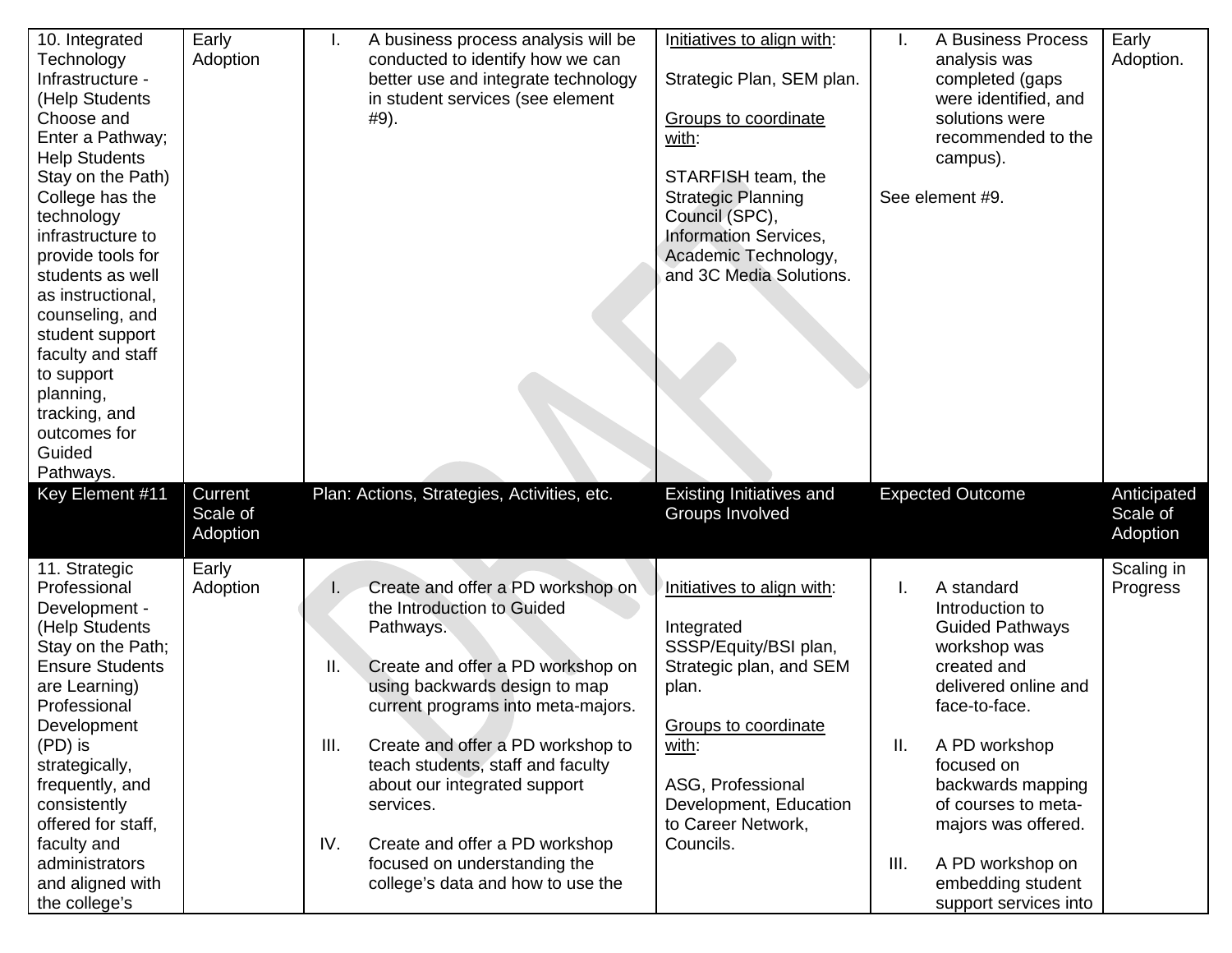| 10. Integrated Technology Infrastructure - (Help Students Choose and Enter a Pathway; Help Students Stay on the Path) College has the technology infrastructure to provide tools for students as well as instructional, counseling, and student support faculty and staff to support planning, tracking, and outcomes for Guided Pathways. | Early Adoption | I. A business process analysis will be conducted to identify how we can better use and integrate technology in student services (see element #9). | Initiatives to align with:<br><br>Strategic Plan, SEM plan.<br><br>Groups to coordinate with:<br><br>STARFISH team, the Strategic Planning Council (SPC), Information Services, Academic Technology, and 3C Media Solutions. | I. A Business Process analysis was completed (gaps were identified, and solutions were recommended to the campus).<br><br>See element #9. | Early Adoption. |
|---|---|---|---|---|---|
| **Key Element #11** | **Current Scale of Adoption** | **Plan: Actions, Strategies, Activities, etc.** | **Existing Initiatives and Groups Involved** | **Expected Outcome** | **Anticipated Scale of Adoption** |
| 11. Strategic Professional Development - (Help Students Stay on the Path; Ensure Students are Learning) Professional Development (PD) is strategically, frequently, and consistently offered for staff, faculty and administrators and aligned with the college's | Early Adoption | I. Create and offer a PD workshop on the Introduction to Guided Pathways.<br><br>II. Create and offer a PD workshop on using backwards design to map current programs into meta-majors.<br><br>III. Create and offer a PD workshop to teach students, staff and faculty about our integrated support services.<br><br>IV. Create and offer a PD workshop focused on understanding the college's data and how to use the | Initiatives to align with:<br><br>Integrated SSSP/Equity/BSI plan, Strategic plan, and SEM plan.<br><br>Groups to coordinate with:<br><br>ASG, Professional Development, Education to Career Network, Councils. | I. A standard Introduction to Guided Pathways workshop was created and delivered online and face-to-face.<br><br>II. A PD workshop focused on backwards mapping of courses to meta-majors was offered.<br><br>III. A PD workshop on embedding student support services into | Scaling in Progress |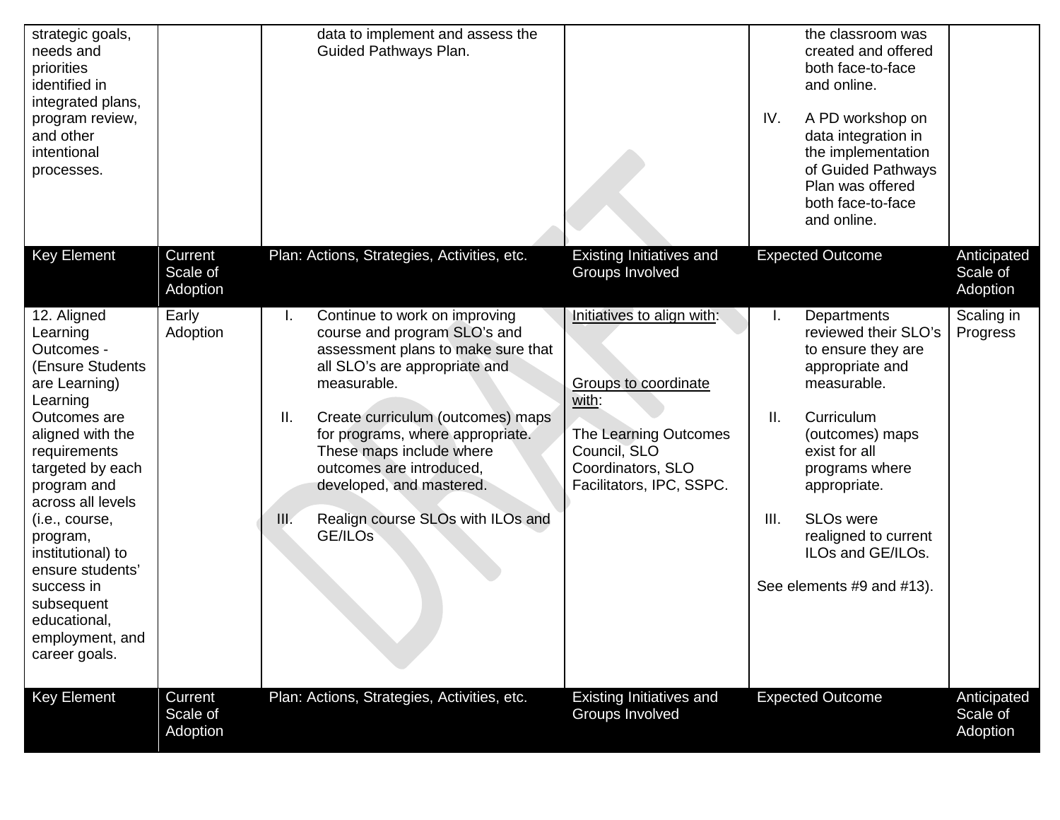| Key Element | Current Scale of Adoption | Plan: Actions, Strategies, Activities, etc. | Existing Initiatives and Groups Involved | Expected Outcome | Anticipated Scale of Adoption |
|---|---|---|---|---|---|
| strategic goals, needs and priorities identified in integrated plans, program review, and other intentional processes. | | data to implement and assess the Guided Pathways Plan. | | the classroom was created and offered both face-to-face and online.<br><br>IV. A PD workshop on data integration in the implementation of Guided Pathways Plan was offered both face-to-face and online. | |
| **Key Element** | **Current Scale of Adoption** | **Plan: Actions, Strategies, Activities, etc.** | **Existing Initiatives and Groups Involved** | **Expected Outcome** | **Anticipated Scale of Adoption** |
| 12. Aligned Learning Outcomes - (Ensure Students are Learning) Learning Outcomes are aligned with the requirements targeted by each program and across all levels (i.e., course, program, institutional) to ensure students' success in subsequent educational, employment, and career goals. | Early Adoption | I. Continue to work on improving course and program SLO's and assessment plans to make sure that all SLO's are appropriate and measurable.<br><br>II. Create curriculum (outcomes) maps for programs, where appropriate. These maps include where outcomes are introduced, developed, and mastered.<br><br>III. Realign course SLOs with ILOs and GE/ILOs | Initiatives to align with:<br><br>Groups to coordinate with:<br><br>The Learning Outcomes Council, SLO Coordinators, SLO Facilitators, IPC, SSPC. | I. Departments reviewed their SLO's to ensure they are appropriate and measurable.<br><br>II. Curriculum (outcomes) maps exist for all programs where appropriate.<br><br>III. SLOs were realigned to current ILOs and GE/ILOs.<br><br>See elements #9 and #13). | Scaling in Progress |
| **Key Element** | **Current Scale of Adoption** | **Plan: Actions, Strategies, Activities, etc.** | **Existing Initiatives and Groups Involved** | **Expected Outcome** | **Anticipated Scale of Adoption** |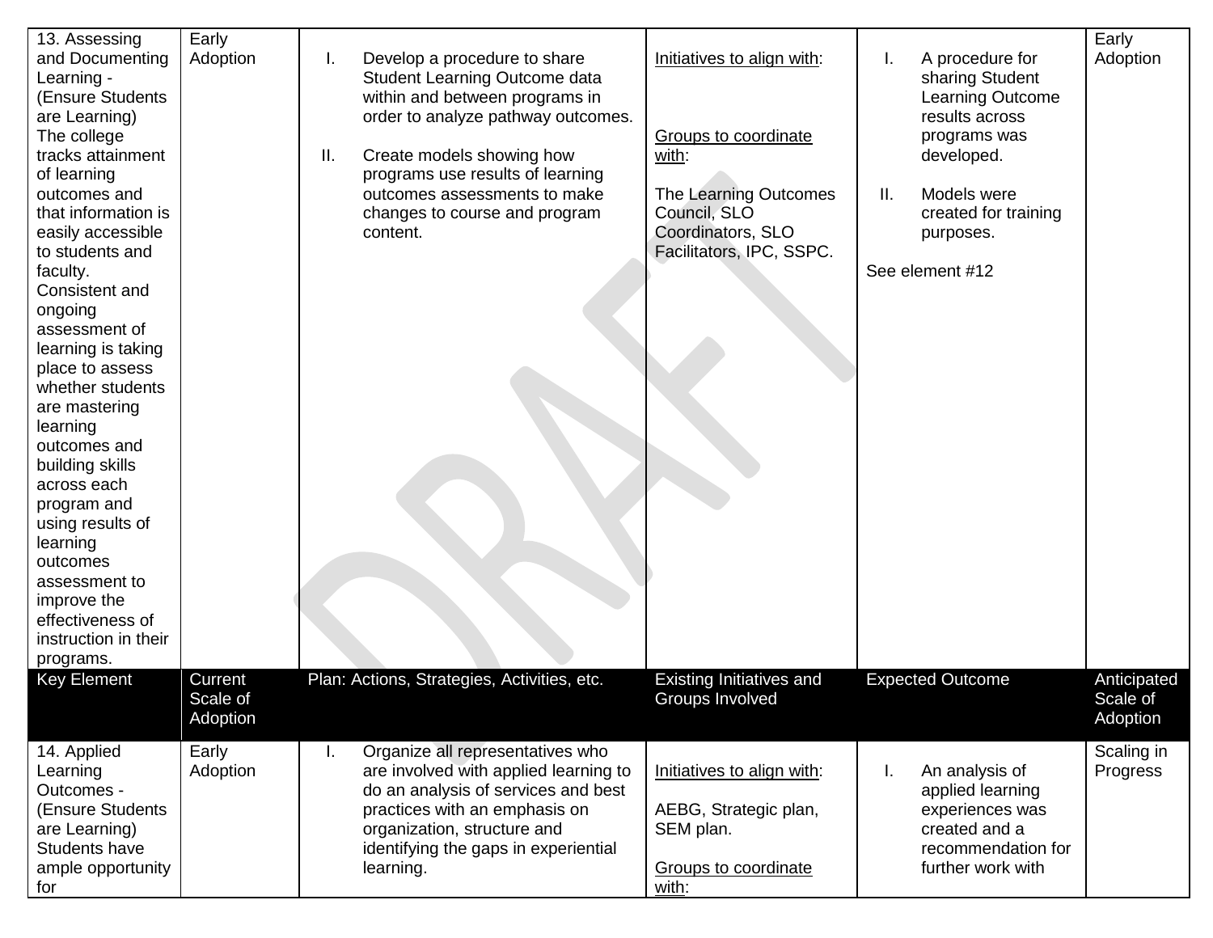| Key Element | Current Scale of Adoption | Plan: Actions, Strategies, Activities, etc. | Existing Initiatives and Groups Involved | Expected Outcome | Anticipated Scale of Adoption |
|---|---|---|---|---|---|
| 13. Assessing and Documenting Learning - (Ensure Students are Learning) The college tracks attainment of learning outcomes and that information is easily accessible to students and faculty. Consistent and ongoing assessment of learning is taking place to assess whether students are mastering learning outcomes and building skills across each program and using results of learning outcomes assessment to improve the effectiveness of instruction in their programs. | Early Adoption | I. Develop a procedure to share Student Learning Outcome data within and between programs in order to analyze pathway outcomes.<br><br>II. Create models showing how programs use results of learning outcomes assessments to make changes to course and program content. | Initiatives to align with:<br><br>Groups to coordinate with:<br><br>The Learning Outcomes Council, SLO Coordinators, SLO Facilitators, IPC, SSPC. | I. A procedure for sharing Student Learning Outcome results across programs was developed.<br><br>II. Models were created for training purposes.<br><br>See element #12 | Early Adoption |
| 14. Applied Learning Outcomes - (Ensure Students are Learning) Students have ample opportunity for | Early Adoption | I. Organize all representatives who are involved with applied learning to do an analysis of services and best practices with an emphasis on organization, structure and identifying the gaps in experiential learning. | Initiatives to align with:<br><br>AEBG, Strategic plan, SEM plan.<br><br>Groups to coordinate with: | I. An analysis of applied learning experiences was created and a recommendation for further work with | Scaling in Progress |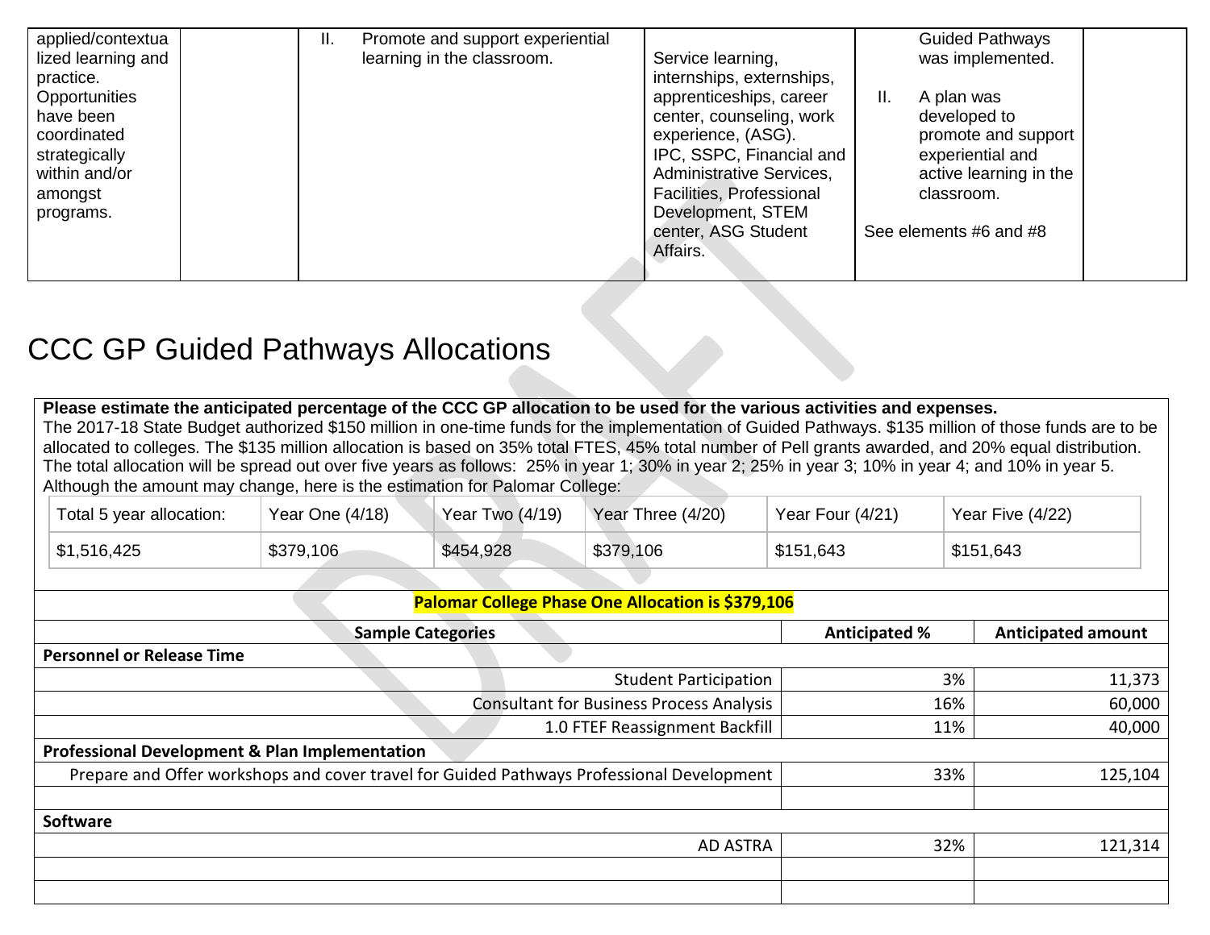| applied/contextualized learning and practice. Opportunities have been coordinated strategically within and/or amongst programs. | | II. Promote and support experiential learning in the classroom. | Service learning, internships, externships, apprenticeships, career center, counseling, work experience, (ASG). IPC, SSPC, Financial and Administrative Services, Facilities, Professional Development, STEM center, ASG Student Affairs. | Guided Pathways was implemented.<br><br>II. A plan was developed to promote and support experiential and active learning in the classroom.<br><br>See elements #6 and #8 | |
|---|---|---|---|---|---|

# CCC GP Guided Pathways Allocations

**Please estimate the anticipated percentage of the CCC GP allocation to be used for the various activities and expenses.**

The 2017-18 State Budget authorized $150 million in one-time funds for the implementation of Guided Pathways. $135 million of those funds are to be allocated to colleges. The $135 million allocation is based on 35% total FTES, 45% total number of Pell grants awarded, and 20% equal distribution. The total allocation will be spread out over five years as follows: 25% in year 1; 30% in year 2; 25% in year 3; 10% in year 4; and 10% in year 5. Although the amount may change, here is the estimation for Palomar College:

| Total 5 year allocation: | Year One (4/18) | Year Two (4/19) | Year Three (4/20) | Year Four (4/21) | Year Five (4/22) |
|---|---|---|---|---|---|
| $1,516,425 | $379,106 | $454,928 | $379,106 | $151,643 | $151,643 |

**Palomar College Phase One Allocation is $379,106**

| Sample Categories | Anticipated % | Anticipated amount |
|---|---|---|
| **Personnel or Release Time** | | |
| Student Participation | 3% | 11,373 |
| Consultant for Business Process Analysis | 16% | 60,000 |
| 1.0 FTEF Reassignment Backfill | 11% | 40,000 |
| **Professional Development & Plan Implementation** | | |
| Prepare and Offer workshops and cover travel for Guided Pathways Professional Development | 33% | 125,104 |
| | | |
| **Software** | | |
| AD ASTRA | 32% | 121,314 |
| | | |
| | | |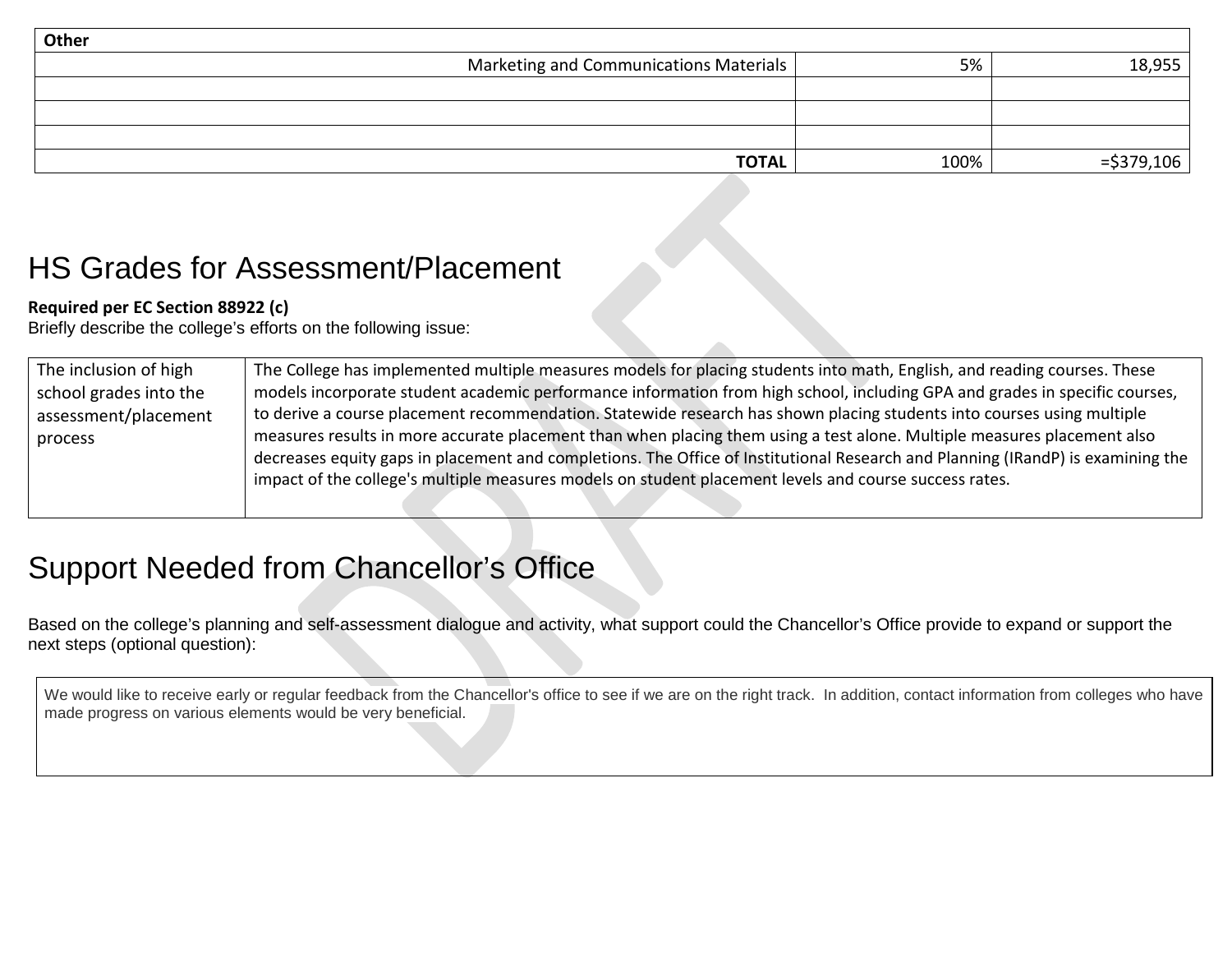| Other | | |
|---|---|---|
| Marketing and Communications Materials | 5% | 18,955 |
| | | |
| | | |
| | | |
| **TOTAL** | 100% | =$379,106 |

# HS Grades for Assessment/Placement

**Required per EC Section 88922 (c)**

Briefly describe the college's efforts on the following issue:

| | |
|---|---|
| The inclusion of high school grades into the assessment/placement process | The College has implemented multiple measures models for placing students into math, English, and reading courses. These models incorporate student academic performance information from high school, including GPA and grades in specific courses, to derive a course placement recommendation. Statewide research has shown placing students into courses using multiple measures results in more accurate placement than when placing them using a test alone. Multiple measures placement also decreases equity gaps in placement and completions. The Office of Institutional Research and Planning (IRandP) is examining the impact of the college's multiple measures models on student placement levels and course success rates. |

# Support Needed from Chancellor's Office

Based on the college's planning and self-assessment dialogue and activity, what support could the Chancellor's Office provide to expand or support the next steps (optional question):

We would like to receive early or regular feedback from the Chancellor's office to see if we are on the right track. In addition, contact information from colleges who have made progress on various elements would be very beneficial.